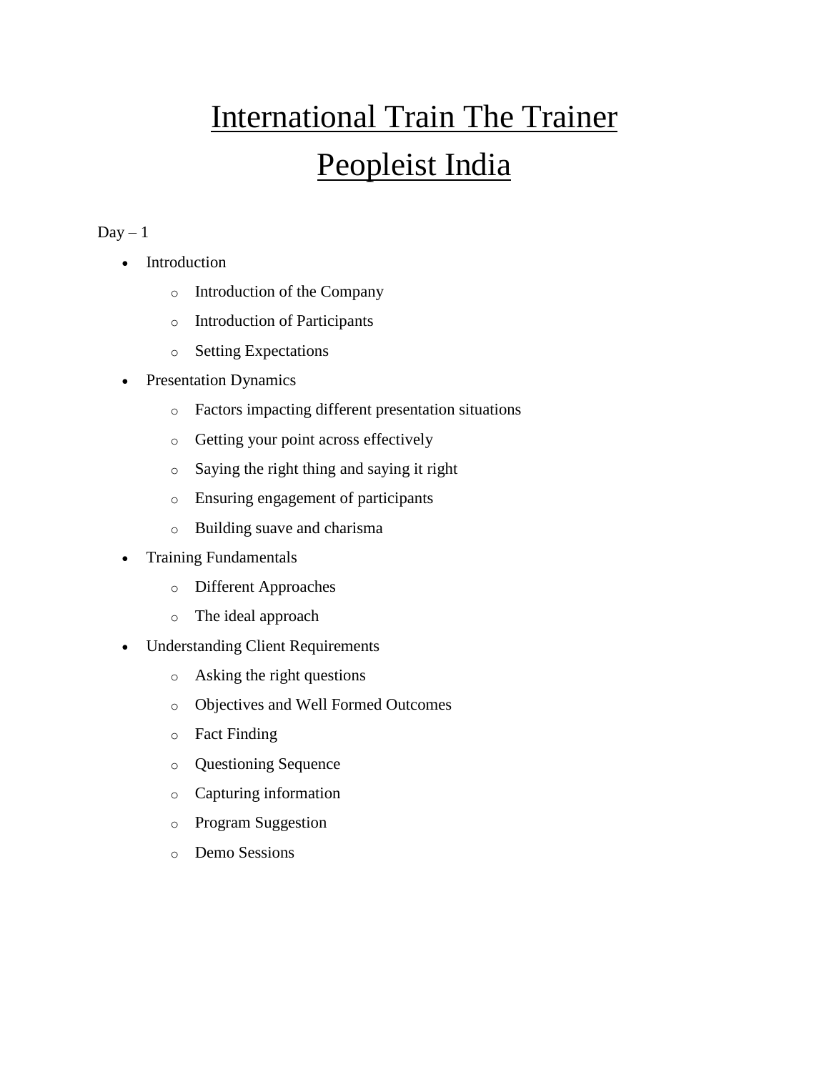# International Train The Trainer

# Peopleist India

Day – 1

- Introduction
  - Introduction of the Company
  - Introduction of Participants
  - Setting Expectations
- Presentation Dynamics
  - Factors impacting different presentation situations
  - Getting your point across effectively
  - Saying the right thing and saying it right
  - Ensuring engagement of participants
  - Building suave and charisma
- Training Fundamentals
  - Different Approaches
  - The ideal approach
- Understanding Client Requirements
  - Asking the right questions
  - Objectives and Well Formed Outcomes
  - Fact Finding
  - Questioning Sequence
  - Capturing information
  - Program Suggestion
  - Demo Sessions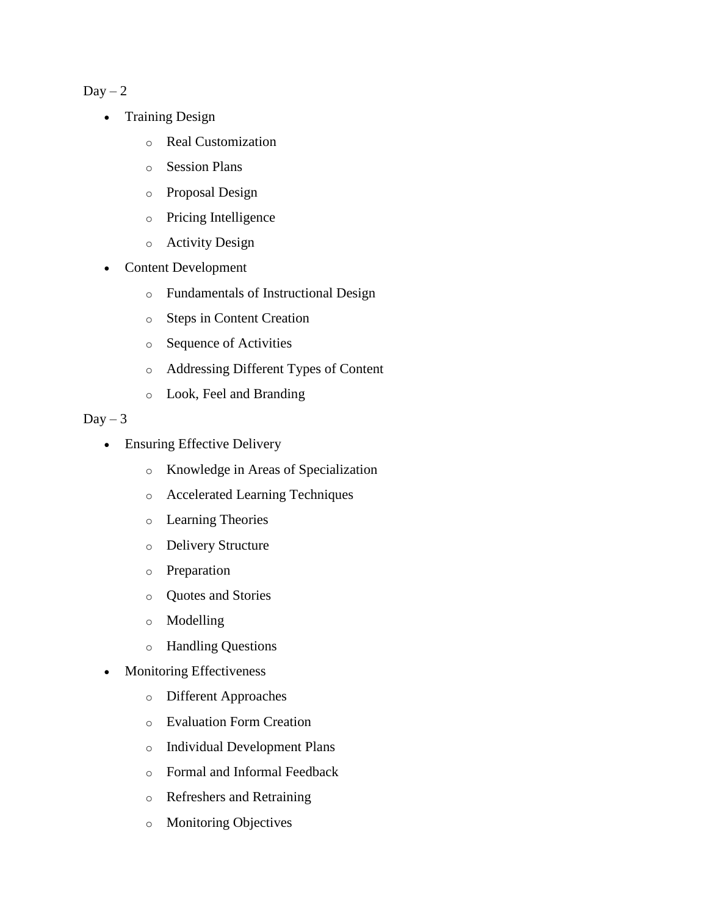Day – 2

- Training Design
    - Real Customization
    - Session Plans
    - Proposal Design
    - Pricing Intelligence
    - Activity Design
- Content Development
    - Fundamentals of Instructional Design
    - Steps in Content Creation
    - Sequence of Activities
    - Addressing Different Types of Content
    - Look, Feel and Branding

Day – 3

- Ensuring Effective Delivery
    - Knowledge in Areas of Specialization
    - Accelerated Learning Techniques
    - Learning Theories
    - Delivery Structure
    - Preparation
    - Quotes and Stories
    - Modelling
    - Handling Questions
- Monitoring Effectiveness
    - Different Approaches
    - Evaluation Form Creation
    - Individual Development Plans
    - Formal and Informal Feedback
    - Refreshers and Retraining
    - Monitoring Objectives